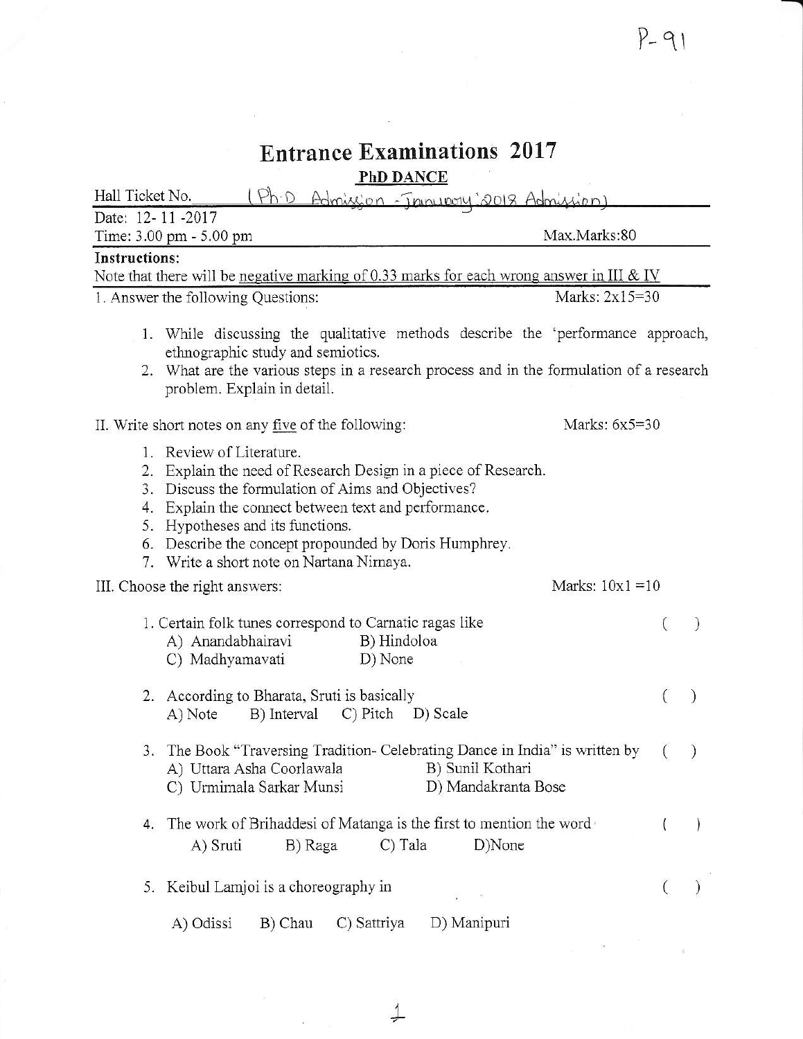P-91

# Entrance Examinations 2017

## PhD DANCE

Hall Ticket No. (Ph.D Admission - January 2018 Admission)

Date: 12-11-2017

Time: 3.00 pm - 5.00 pm — Max.Marks:80

**Instructions:**

Note that there will be negative marking of 0.33 marks for each wrong answer in III & IV

I. Answer the following Questions: — Marks: 2x15=30

1. While discussing the qualitative methods describe the 'performance approach, ethnographic study and semiotics.
2. What are the various steps in a research process and in the formulation of a research problem. Explain in detail.

II. Write short notes on any five of the following: — Marks: 6x5=30

1. Review of Literature.
2. Explain the need of Research Design in a piece of Research.
3. Discuss the formulation of Aims and Objectives?
4. Explain the connect between text and performance.
5. Hypotheses and its functions.
6. Describe the concept propounded by Doris Humphrey.
7. Write a short note on Nartana Nirnaya.

III. Choose the right answers: — Marks: 10x1 =10

1. Certain folk tunes correspond to Carnatic ragas like ( )
   A) Anandabhairavi B) Hindoloa
   C) Madhyamavati D) None

2. According to Bharata, Sruti is basically ( )
   A) Note B) Interval C) Pitch D) Scale

3. The Book "Traversing Tradition- Celebrating Dance in India" is written by ( )
   A) Uttara Asha Coorlawala B) Sunil Kothari
   C) Urmimala Sarkar Munsi D) Mandakranta Bose

4. The work of Brihaddesi of Matanga is the first to mention the word ( )
   A) Sruti B) Raga C) Tala D) None

5. Keibul Lamjoi is a choreography in ( )
   A) Odissi B) Chau C) Sattriya D) Manipuri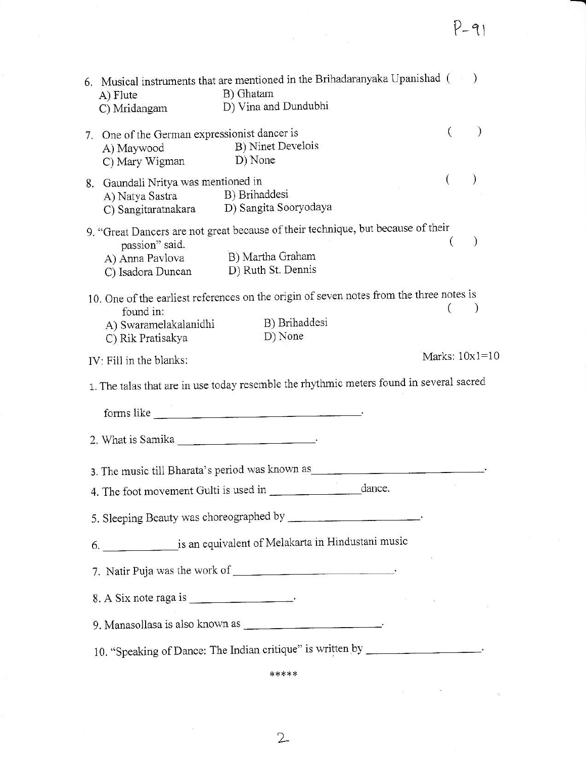6. Musical instruments that are mentioned in the Brihadaranyaka Upanishad ( )
   A) Flute B) Ghatam
   C) Mridangam D) Vina and Dundubhi

7. One of the German expressionist dancer is ( )
   A) Maywood B) Ninet Develois
   C) Mary Wigman D) None

8. Gaundali Nritya was mentioned in ( )
   A) Natya Sastra B) Brihaddesi
   C) Sangitaratnakara D) Sangita Sooryodaya

9. "Great Dancers are not great because of their technique, but because of their passion" said. ( )
   A) Anna Pavlova B) Martha Graham
   C) Isadora Duncan D) Ruth St. Dennis

10. One of the earliest references on the origin of seven notes from the three notes is found in: ( )
    A) Swaramelakalanidhi B) Brihaddesi
    C) Rik Pratisakya D) None

IV: Fill in the blanks: Marks: 10x1=10

1. The talas that are in use today resemble the rhythmic meters found in several sacred forms like \_\_\_\_\_\_\_\_\_\_\_\_\_\_\_\_\_\_\_\_.

2. What is Samika \_\_\_\_\_\_\_\_\_\_\_\_\_\_\_.

3. The music till Bharata's period was known as\_\_\_\_\_\_\_\_\_\_\_\_\_\_\_\_\_\_\_\_.

4. The foot movement Gulti is used in \_\_\_\_\_\_\_\_\_\_\_dance.

5. Sleeping Beauty was choreographed by \_\_\_\_\_\_\_\_\_\_\_\_\_\_\_.

6. \_\_\_\_\_\_\_\_\_is an equivalent of Melakarta in Hindustani music

7. Natir Puja was the work of \_\_\_\_\_\_\_\_\_\_\_\_\_\_\_\_\_\_.

8. A Six note raga is \_\_\_\_\_\_\_\_\_\_\_\_.

9. Manasollasa is also known as \_\_\_\_\_\_\_\_\_\_\_\_\_\_\_\_\_.

10. "Speaking of Dance: The Indian critique" is written by \_\_\_\_\_\_\_\_\_\_\_\_\_\_\_.

\*\*\*\*\*